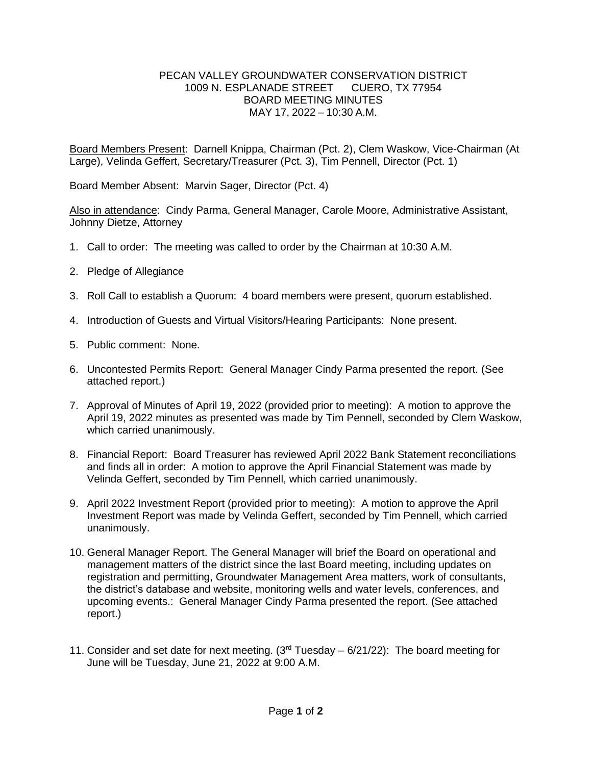# PECAN VALLEY GROUNDWATER CONSERVATION DISTRICT
## 1009 N. ESPLANADE STREET CUERO, TX 77954
## BOARD MEETING MINUTES
## MAY 17, 2022 – 10:30 A.M.

Board Members Present: Darnell Knippa, Chairman (Pct. 2), Clem Waskow, Vice-Chairman (At Large), Velinda Geffert, Secretary/Treasurer (Pct. 3), Tim Pennell, Director (Pct. 1)

Board Member Absent: Marvin Sager, Director (Pct. 4)

Also in attendance: Cindy Parma, General Manager, Carole Moore, Administrative Assistant, Johnny Dietze, Attorney

1. Call to order: The meeting was called to order by the Chairman at 10:30 A.M.
2. Pledge of Allegiance
3. Roll Call to establish a Quorum: 4 board members were present, quorum established.
4. Introduction of Guests and Virtual Visitors/Hearing Participants: None present.
5. Public comment: None.
6. Uncontested Permits Report: General Manager Cindy Parma presented the report. (See attached report.)
7. Approval of Minutes of April 19, 2022 (provided prior to meeting): A motion to approve the April 19, 2022 minutes as presented was made by Tim Pennell, seconded by Clem Waskow, which carried unanimously.
8. Financial Report: Board Treasurer has reviewed April 2022 Bank Statement reconciliations and finds all in order: A motion to approve the April Financial Statement was made by Velinda Geffert, seconded by Tim Pennell, which carried unanimously.
9. April 2022 Investment Report (provided prior to meeting): A motion to approve the April Investment Report was made by Velinda Geffert, seconded by Tim Pennell, which carried unanimously.
10. General Manager Report. The General Manager will brief the Board on operational and management matters of the district since the last Board meeting, including updates on registration and permitting, Groundwater Management Area matters, work of consultants, the district's database and website, monitoring wells and water levels, conferences, and upcoming events.: General Manager Cindy Parma presented the report. (See attached report.)
11. Consider and set date for next meeting. (3rd Tuesday – 6/21/22): The board meeting for June will be Tuesday, June 21, 2022 at 9:00 A.M.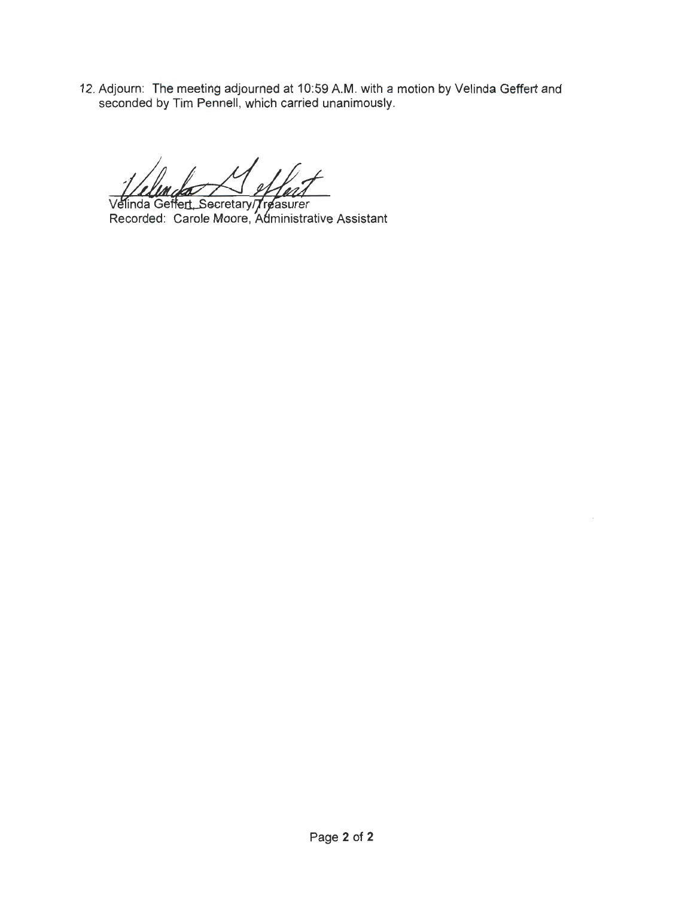12. Adjourn: The meeting adjourned at 10:59 A.M. with a motion by Velinda Geffert and seconded by Tim Pennell, which carried unanimously.

Velinda Geffert, Secretary/Treasurer
Recorded: Carole Moore, Administrative Assistant